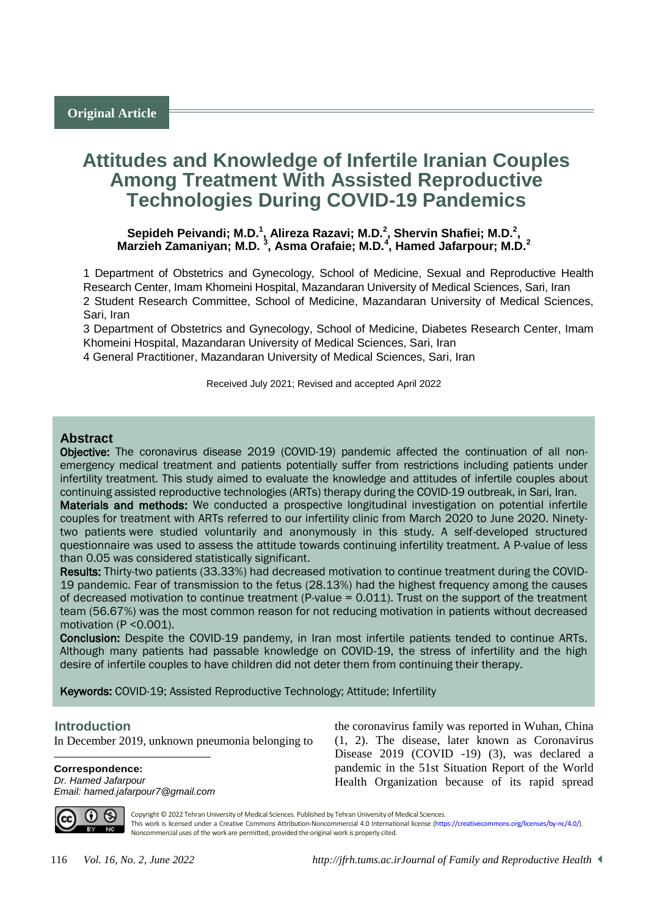Original Article

# Attitudes and Knowledge of Infertile Iranian Couples Among Treatment With Assisted Reproductive Technologies During COVID-19 Pandemics

**Sepideh Peivandi; M.D.[1], Alireza Razavi; M.D.[2], Shervin Shafiei; M.D.[2], Marzieh Zamaniyan; M.D. [3], Asma Orafaie; M.D.[4], Hamed Jafarpour; M.D.[2]**

1 Department of Obstetrics and Gynecology, School of Medicine, Sexual and Reproductive Health Research Center, Imam Khomeini Hospital, Mazandaran University of Medical Sciences, Sari, Iran
2 Student Research Committee, School of Medicine, Mazandaran University of Medical Sciences, Sari, Iran
3 Department of Obstetrics and Gynecology, School of Medicine, Diabetes Research Center, Imam Khomeini Hospital, Mazandaran University of Medical Sciences, Sari, Iran
4 General Practitioner, Mazandaran University of Medical Sciences, Sari, Iran

Received July 2021; Revised and accepted April 2022

## Abstract

**Objective:** The coronavirus disease 2019 (COVID-19) pandemic affected the continuation of all non-emergency medical treatment and patients potentially suffer from restrictions including patients under infertility treatment. This study aimed to evaluate the knowledge and attitudes of infertile couples about continuing assisted reproductive technologies (ARTs) therapy during the COVID-19 outbreak, in Sari, Iran.

**Materials and methods:** We conducted a prospective longitudinal investigation on potential infertile couples for treatment with ARTs referred to our infertility clinic from March 2020 to June 2020. Ninety-two patients were studied voluntarily and anonymously in this study. A self-developed structured questionnaire was used to assess the attitude towards continuing infertility treatment. A P-value of less than 0.05 was considered statistically significant.

**Results:** Thirty-two patients (33.33%) had decreased motivation to continue treatment during the COVID-19 pandemic. Fear of transmission to the fetus (28.13%) had the highest frequency among the causes of decreased motivation to continue treatment (P-value = 0.011). Trust on the support of the treatment team (56.67%) was the most common reason for not reducing motivation in patients without decreased motivation ($P < 0.001$).

**Conclusion:** Despite the COVID-19 pandemy, in Iran most infertile patients tended to continue ARTs. Although many patients had passable knowledge on COVID-19, the stress of infertility and the high desire of infertile couples to have children did not deter them from continuing their therapy.

**Keywords:** COVID-19; Assisted Reproductive Technology; Attitude; Infertility

## Introduction

In December 2019, unknown pneumonia belonging to the coronavirus family was reported in Wuhan, China (1, 2). The disease, later known as Coronavirus Disease 2019 (COVID -19) (3), was declared a pandemic in the 51st Situation Report of the World Health Organization because of its rapid spread

**Correspondence:**
*Dr. Hamed Jafarpour*
*Email: hamed.jafarpour7@gmail.com*

Copyright © 2022 Tehran University of Medical Sciences. Published by Tehran University of Medical Sciences.
This work is licensed under a Creative Commons Attribution-Noncommercial 4.0 International license (https://creativecommons.org/licenses/by-nc/4.0/). Noncommercial uses of the work are permitted, provided the original work is properly cited.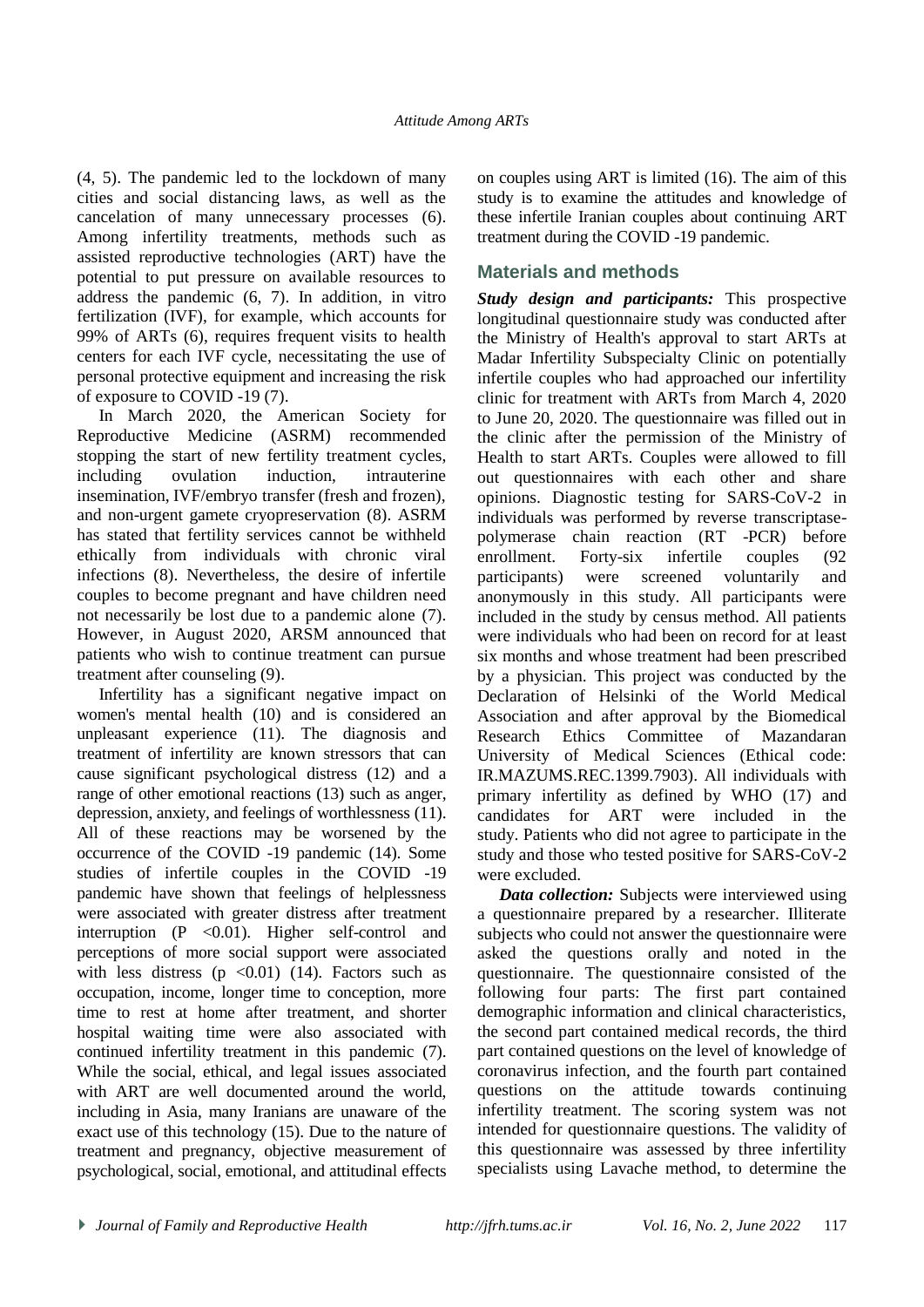(4, 5). The pandemic led to the lockdown of many cities and social distancing laws, as well as the cancelation of many unnecessary processes (6). Among infertility treatments, methods such as assisted reproductive technologies (ART) have the potential to put pressure on available resources to address the pandemic (6, 7). In addition, in vitro fertilization (IVF), for example, which accounts for 99% of ARTs (6), requires frequent visits to health centers for each IVF cycle, necessitating the use of personal protective equipment and increasing the risk of exposure to COVID -19 (7).

In March 2020, the American Society for Reproductive Medicine (ASRM) recommended stopping the start of new fertility treatment cycles, including ovulation induction, intrauterine insemination, IVF/embryo transfer (fresh and frozen), and non-urgent gamete cryopreservation (8). ASRM has stated that fertility services cannot be withheld ethically from individuals with chronic viral infections (8). Nevertheless, the desire of infertile couples to become pregnant and have children need not necessarily be lost due to a pandemic alone (7). However, in August 2020, ARSM announced that patients who wish to continue treatment can pursue treatment after counseling (9).

Infertility has a significant negative impact on women's mental health (10) and is considered an unpleasant experience (11). The diagnosis and treatment of infertility are known stressors that can cause significant psychological distress (12) and a range of other emotional reactions (13) such as anger, depression, anxiety, and feelings of worthlessness (11). All of these reactions may be worsened by the occurrence of the COVID -19 pandemic (14). Some studies of infertile couples in the COVID -19 pandemic have shown that feelings of helplessness were associated with greater distress after treatment interruption ($P < 0.01$). Higher self-control and perceptions of more social support were associated with less distress ($p < 0.01$) (14). Factors such as occupation, income, longer time to conception, more time to rest at home after treatment, and shorter hospital waiting time were also associated with continued infertility treatment in this pandemic (7). While the social, ethical, and legal issues associated with ART are well documented around the world, including in Asia, many Iranians are unaware of the exact use of this technology (15). Due to the nature of treatment and pregnancy, objective measurement of psychological, social, emotional, and attitudinal effects on couples using ART is limited (16). The aim of this study is to examine the attitudes and knowledge of these infertile Iranian couples about continuing ART treatment during the COVID -19 pandemic.

## Materials and methods

***Study design and participants:*** This prospective longitudinal questionnaire study was conducted after the Ministry of Health's approval to start ARTs at Madar Infertility Subspecialty Clinic on potentially infertile couples who had approached our infertility clinic for treatment with ARTs from March 4, 2020 to June 20, 2020. The questionnaire was filled out in the clinic after the permission of the Ministry of Health to start ARTs. Couples were allowed to fill out questionnaires with each other and share opinions. Diagnostic testing for SARS-CoV-2 in individuals was performed by reverse transcriptase-polymerase chain reaction (RT -PCR) before enrollment. Forty-six infertile couples (92 participants) were screened voluntarily and anonymously in this study. All participants were included in the study by census method. All patients were individuals who had been on record for at least six months and whose treatment had been prescribed by a physician. This project was conducted by the Declaration of Helsinki of the World Medical Association and after approval by the Biomedical Research Ethics Committee of Mazandaran University of Medical Sciences (Ethical code: IR.MAZUMS.REC.1399.7903). All individuals with primary infertility as defined by WHO (17) and candidates for ART were included in the study. Patients who did not agree to participate in the study and those who tested positive for SARS-CoV-2 were excluded.

***Data collection:*** Subjects were interviewed using a questionnaire prepared by a researcher. Illiterate subjects who could not answer the questionnaire were asked the questions orally and noted in the questionnaire. The questionnaire consisted of the following four parts: The first part contained demographic information and clinical characteristics, the second part contained medical records, the third part contained questions on the level of knowledge of coronavirus infection, and the fourth part contained questions on the attitude towards continuing infertility treatment. The scoring system was not intended for questionnaire questions. The validity of this questionnaire was assessed by three infertility specialists using Lavache method, to determine the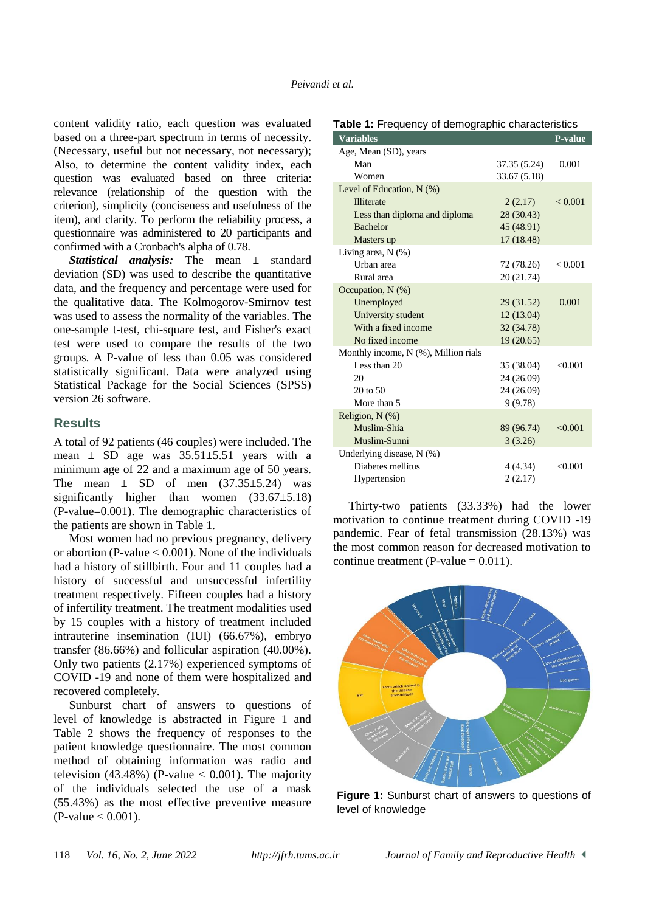content validity ratio, each question was evaluated based on a three-part spectrum in terms of necessity. (Necessary, useful but not necessary, not necessary); Also, to determine the content validity index, each question was evaluated based on three criteria: relevance (relationship of the question with the criterion), simplicity (conciseness and usefulness of the item), and clarity. To perform the reliability process, a questionnaire was administered to 20 participants and confirmed with a Cronbach's alpha of 0.78.

***Statistical analysis:*** The mean ± standard deviation (SD) was used to describe the quantitative data, and the frequency and percentage were used for the qualitative data. The Kolmogorov-Smirnov test was used to assess the normality of the variables. The one-sample t-test, chi-square test, and Fisher's exact test were used to compare the results of the two groups. A P-value of less than 0.05 was considered statistically significant. Data were analyzed using Statistical Package for the Social Sciences (SPSS) version 26 software.

## Results

A total of 92 patients (46 couples) were included. The mean ± SD age was 35.51±5.51 years with a minimum age of 22 and a maximum age of 50 years. The mean ± SD of men (37.35±5.24) was significantly higher than women (33.67±5.18) (P-value=0.001). The demographic characteristics of the patients are shown in Table 1.

Most women had no previous pregnancy, delivery or abortion (P-value < 0.001). None of the individuals had a history of stillbirth. Four and 11 couples had a history of successful and unsuccessful infertility treatment respectively. Fifteen couples had a history of infertility treatment. The treatment modalities used by 15 couples with a history of treatment included intrauterine insemination (IUI) (66.67%), embryo transfer (86.66%) and follicular aspiration (40.00%). Only two patients (2.17%) experienced symptoms of COVID -19 and none of them were hospitalized and recovered completely.

Sunburst chart of answers to questions of level of knowledge is abstracted in Figure 1 and Table 2 shows the frequency of responses to the patient knowledge questionnaire. The most common method of obtaining information was radio and television (43.48%) (P-value < 0.001). The majority of the individuals selected the use of a mask (55.43%) as the most effective preventive measure (P-value < 0.001).

**Table 1:** Frequency of demographic characteristics

| Variables | | P-value |
|---|---|---|
| Age, Mean (SD), years | | |
| Man | 37.35 (5.24) | 0.001 |
| Women | 33.67 (5.18) | |
| Level of Education, N (%) | | |
| Illiterate | 2 (2.17) | < 0.001 |
| Less than diploma and diploma | 28 (30.43) | |
| Bachelor | 45 (48.91) | |
| Masters up | 17 (18.48) | |
| Living area, N (%) | | |
| Urban area | 72 (78.26) | < 0.001 |
| Rural area | 20 (21.74) | |
| Occupation, N (%) | | |
| Unemployed | 29 (31.52) | 0.001 |
| University student | 12 (13.04) | |
| With a fixed income | 32 (34.78) | |
| No fixed income | 19 (20.65) | |
| Monthly income, N (%), Million rials | | |
| Less than 20 | 35 (38.04) | <0.001 |
| 20 | 24 (26.09) | |
| 20 to 50 | 24 (26.09) | |
| More than 5 | 9 (9.78) | |
| Religion, N (%) | | |
| Muslim-Shia | 89 (96.74) | <0.001 |
| Muslim-Sunni | 3 (3.26) | |
| Underlying disease, N (%) | | |
| Diabetes mellitus | 4 (4.34) | <0.001 |
| Hypertension | 2 (2.17) | |

Thirty-two patients (33.33%) had the lower motivation to continue treatment during COVID -19 pandemic. Fear of fetal transmission (28.13%) was the most common reason for decreased motivation to continue treatment (P-value = 0.011).

**Figure 1:** Sunburst chart of answers to questions of level of knowledge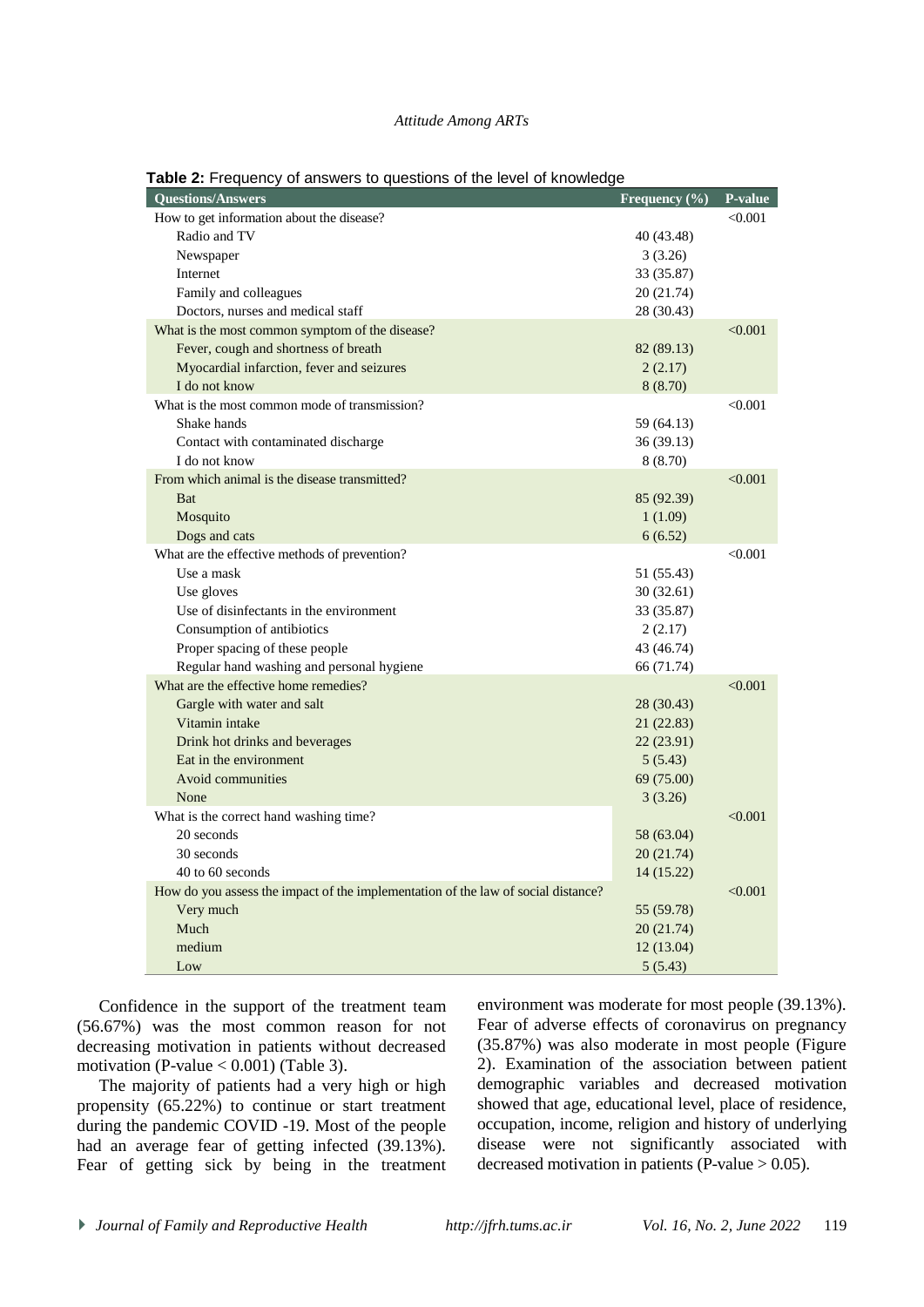**Table 2:** Frequency of answers to questions of the level of knowledge

| Questions/Answers | Frequency (%) | P-value |
|---|---|---|
| How to get information about the disease? | | <0.001 |
| Radio and TV | 40 (43.48) | |
| Newspaper | 3 (3.26) | |
| Internet | 33 (35.87) | |
| Family and colleagues | 20 (21.74) | |
| Doctors, nurses and medical staff | 28 (30.43) | |
| What is the most common symptom of the disease? | | <0.001 |
| Fever, cough and shortness of breath | 82 (89.13) | |
| Myocardial infarction, fever and seizures | 2 (2.17) | |
| I do not know | 8 (8.70) | |
| What is the most common mode of transmission? | | <0.001 |
| Shake hands | 59 (64.13) | |
| Contact with contaminated discharge | 36 (39.13) | |
| I do not know | 8 (8.70) | |
| From which animal is the disease transmitted? | | <0.001 |
| Bat | 85 (92.39) | |
| Mosquito | 1 (1.09) | |
| Dogs and cats | 6 (6.52) | |
| What are the effective methods of prevention? | | <0.001 |
| Use a mask | 51 (55.43) | |
| Use gloves | 30 (32.61) | |
| Use of disinfectants in the environment | 33 (35.87) | |
| Consumption of antibiotics | 2 (2.17) | |
| Proper spacing of these people | 43 (46.74) | |
| Regular hand washing and personal hygiene | 66 (71.74) | |
| What are the effective home remedies? | | <0.001 |
| Gargle with water and salt | 28 (30.43) | |
| Vitamin intake | 21 (22.83) | |
| Drink hot drinks and beverages | 22 (23.91) | |
| Eat in the environment | 5 (5.43) | |
| Avoid communities | 69 (75.00) | |
| None | 3 (3.26) | |
| What is the correct hand washing time? | | <0.001 |
| 20 seconds | 58 (63.04) | |
| 30 seconds | 20 (21.74) | |
| 40 to 60 seconds | 14 (15.22) | |
| How do you assess the impact of the implementation of the law of social distance? | | <0.001 |
| Very much | 55 (59.78) | |
| Much | 20 (21.74) | |
| medium | 12 (13.04) | |
| Low | 5 (5.43) | |

Confidence in the support of the treatment team (56.67%) was the most common reason for not decreasing motivation in patients without decreased motivation (P-value $< 0.001$) (Table 3).

The majority of patients had a very high or high propensity (65.22%) to continue or start treatment during the pandemic COVID -19. Most of the people had an average fear of getting infected (39.13%). Fear of getting sick by being in the treatment environment was moderate for most people (39.13%). Fear of adverse effects of coronavirus on pregnancy (35.87%) was also moderate in most people (Figure 2). Examination of the association between patient demographic variables and decreased motivation showed that age, educational level, place of residence, occupation, income, religion and history of underlying disease were not significantly associated with decreased motivation in patients (P-value $> 0.05$).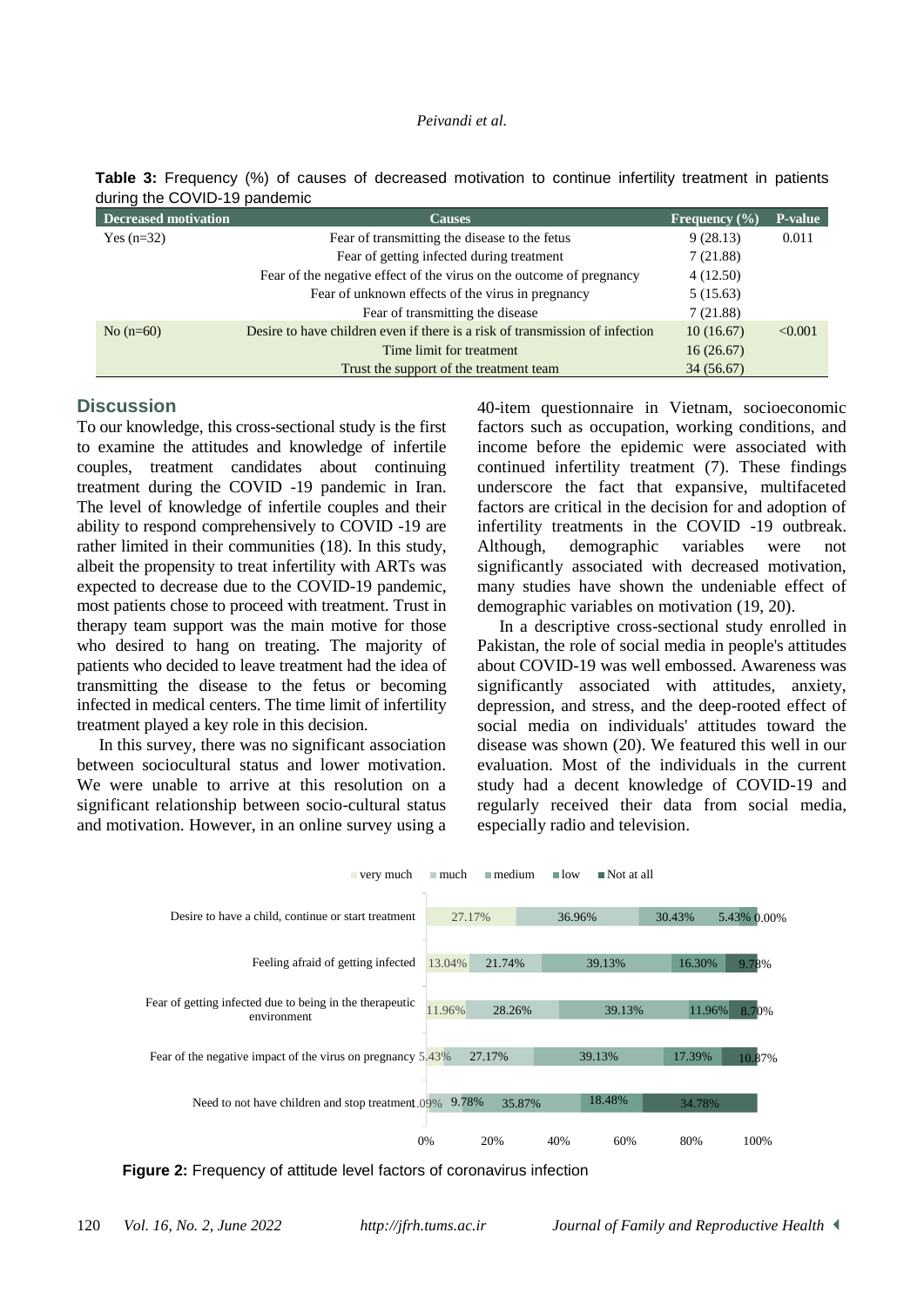**Table 3:** Frequency (%) of causes of decreased motivation to continue infertility treatment in patients during the COVID-19 pandemic

| Decreased motivation | Causes | Frequency (%) | P-value |
|---|---|---|---|
| Yes (n=32) | Fear of transmitting the disease to the fetus | 9 (28.13) | 0.011 |
| | Fear of getting infected during treatment | 7 (21.88) | |
| | Fear of the negative effect of the virus on the outcome of pregnancy | 4 (12.50) | |
| | Fear of unknown effects of the virus in pregnancy | 5 (15.63) | |
| | Fear of transmitting the disease | 7 (21.88) | |
| No (n=60) | Desire to have children even if there is a risk of transmission of infection | 10 (16.67) | <0.001 |
| | Time limit for treatment | 16 (26.67) | |
| | Trust the support of the treatment team | 34 (56.67) | |

## Discussion

To our knowledge, this cross-sectional study is the first to examine the attitudes and knowledge of infertile couples, treatment candidates about continuing treatment during the COVID -19 pandemic in Iran. The level of knowledge of infertile couples and their ability to respond comprehensively to COVID -19 are rather limited in their communities (18). In this study, albeit the propensity to treat infertility with ARTs was expected to decrease due to the COVID-19 pandemic, most patients chose to proceed with treatment. Trust in therapy team support was the main motive for those who desired to hang on treating. The majority of patients who decided to leave treatment had the idea of transmitting the disease to the fetus or becoming infected in medical centers. The time limit of infertility treatment played a key role in this decision.

In this survey, there was no significant association between sociocultural status and lower motivation. We were unable to arrive at this resolution on a significant relationship between socio-cultural status and motivation. However, in an online survey using a 40-item questionnaire in Vietnam, socioeconomic factors such as occupation, working conditions, and income before the epidemic were associated with continued infertility treatment (7). These findings underscore the fact that expansive, multifaceted factors are critical in the decision for and adoption of infertility treatments in the COVID -19 outbreak. Although, demographic variables were not significantly associated with decreased motivation, many studies have shown the undeniable effect of demographic variables on motivation (19, 20).

In a descriptive cross-sectional study enrolled in Pakistan, the role of social media in people's attitudes about COVID-19 was well embossed. Awareness was significantly associated with attitudes, anxiety, depression, and stress, and the deep-rooted effect of social media on individuals' attitudes toward the disease was shown (20). We featured this well in our evaluation. Most of the individuals in the current study had a decent knowledge of COVID-19 and regularly received their data from social media, especially radio and television.

| | very much | much | medium | low | Not at all |
|---|---|---|---|---|---|
| Desire to have a child, continue or start treatment | 27.17% | 36.96% | 30.43% | 5.43% | 0.00% |
| Feeling afraid of getting infected | 13.04% | 21.74% | 39.13% | 16.30% | 9.78% |
| Fear of getting infected due to being in the therapeutic environment | 11.96% | 28.26% | 39.13% | 11.96% | 8.70% |
| Fear of the negative impact of the virus on pregnancy | 5.43% | 27.17% | 39.13% | 17.39% | 10.87% |
| Need to not have children and stop treatment | 1.09% | 9.78% | 35.87% | 18.48% | 34.78% |

**Figure 2:** Frequency of attitude level factors of coronavirus infection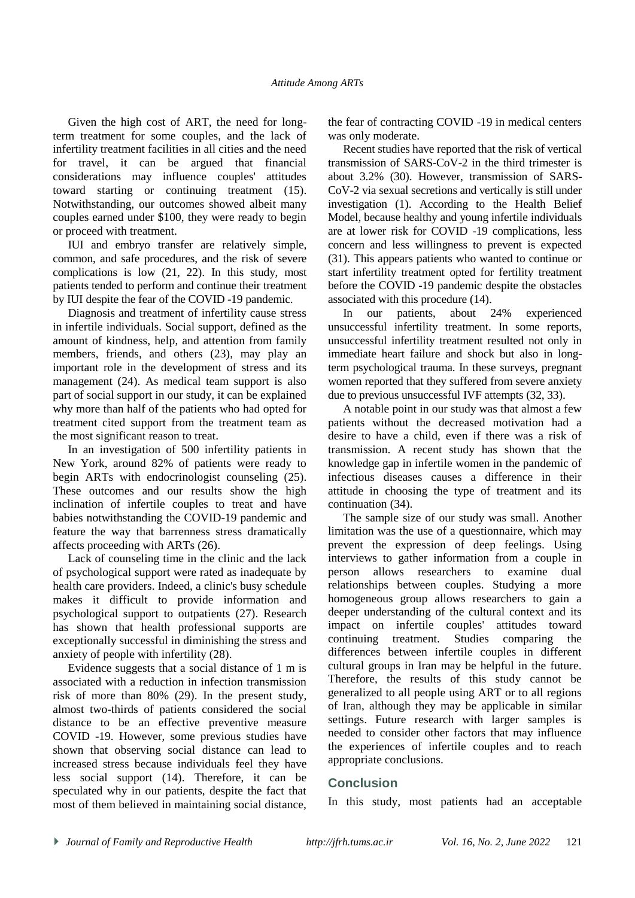Given the high cost of ART, the need for long-term treatment for some couples, and the lack of infertility treatment facilities in all cities and the need for travel, it can be argued that financial considerations may influence couples' attitudes toward starting or continuing treatment (15). Notwithstanding, our outcomes showed albeit many couples earned under $100, they were ready to begin or proceed with treatment.

IUI and embryo transfer are relatively simple, common, and safe procedures, and the risk of severe complications is low (21, 22). In this study, most patients tended to perform and continue their treatment by IUI despite the fear of the COVID -19 pandemic.

Diagnosis and treatment of infertility cause stress in infertile individuals. Social support, defined as the amount of kindness, help, and attention from family members, friends, and others (23), may play an important role in the development of stress and its management (24). As medical team support is also part of social support in our study, it can be explained why more than half of the patients who had opted for treatment cited support from the treatment team as the most significant reason to treat.

In an investigation of 500 infertility patients in New York, around 82% of patients were ready to begin ARTs with endocrinologist counseling (25). These outcomes and our results show the high inclination of infertile couples to treat and have babies notwithstanding the COVID-19 pandemic and feature the way that barrenness stress dramatically affects proceeding with ARTs (26).

Lack of counseling time in the clinic and the lack of psychological support were rated as inadequate by health care providers. Indeed, a clinic's busy schedule makes it difficult to provide information and psychological support to outpatients (27). Research has shown that health professional supports are exceptionally successful in diminishing the stress and anxiety of people with infertility (28).

Evidence suggests that a social distance of 1 m is associated with a reduction in infection transmission risk of more than 80% (29). In the present study, almost two-thirds of patients considered the social distance to be an effective preventive measure COVID -19. However, some previous studies have shown that observing social distance can lead to increased stress because individuals feel they have less social support (14). Therefore, it can be speculated why in our patients, despite the fact that most of them believed in maintaining social distance, the fear of contracting COVID -19 in medical centers was only moderate.

Recent studies have reported that the risk of vertical transmission of SARS-CoV-2 in the third trimester is about 3.2% (30). However, transmission of SARS-CoV-2 via sexual secretions and vertically is still under investigation (1). According to the Health Belief Model, because healthy and young infertile individuals are at lower risk for COVID -19 complications, less concern and less willingness to prevent is expected (31). This appears patients who wanted to continue or start infertility treatment opted for fertility treatment before the COVID -19 pandemic despite the obstacles associated with this procedure (14).

In our patients, about 24% experienced unsuccessful infertility treatment. In some reports, unsuccessful infertility treatment resulted not only in immediate heart failure and shock but also in long-term psychological trauma. In these surveys, pregnant women reported that they suffered from severe anxiety due to previous unsuccessful IVF attempts (32, 33).

A notable point in our study was that almost a few patients without the decreased motivation had a desire to have a child, even if there was a risk of transmission. A recent study has shown that the knowledge gap in infertile women in the pandemic of infectious diseases causes a difference in their attitude in choosing the type of treatment and its continuation (34).

The sample size of our study was small. Another limitation was the use of a questionnaire, which may prevent the expression of deep feelings. Using interviews to gather information from a couple in person allows researchers to examine dual relationships between couples. Studying a more homogeneous group allows researchers to gain a deeper understanding of the cultural context and its impact on infertile couples' attitudes toward continuing treatment. Studies comparing the differences between infertile couples in different cultural groups in Iran may be helpful in the future. Therefore, the results of this study cannot be generalized to all people using ART or to all regions of Iran, although they may be applicable in similar settings. Future research with larger samples is needed to consider other factors that may influence the experiences of infertile couples and to reach appropriate conclusions.

## Conclusion

In this study, most patients had an acceptable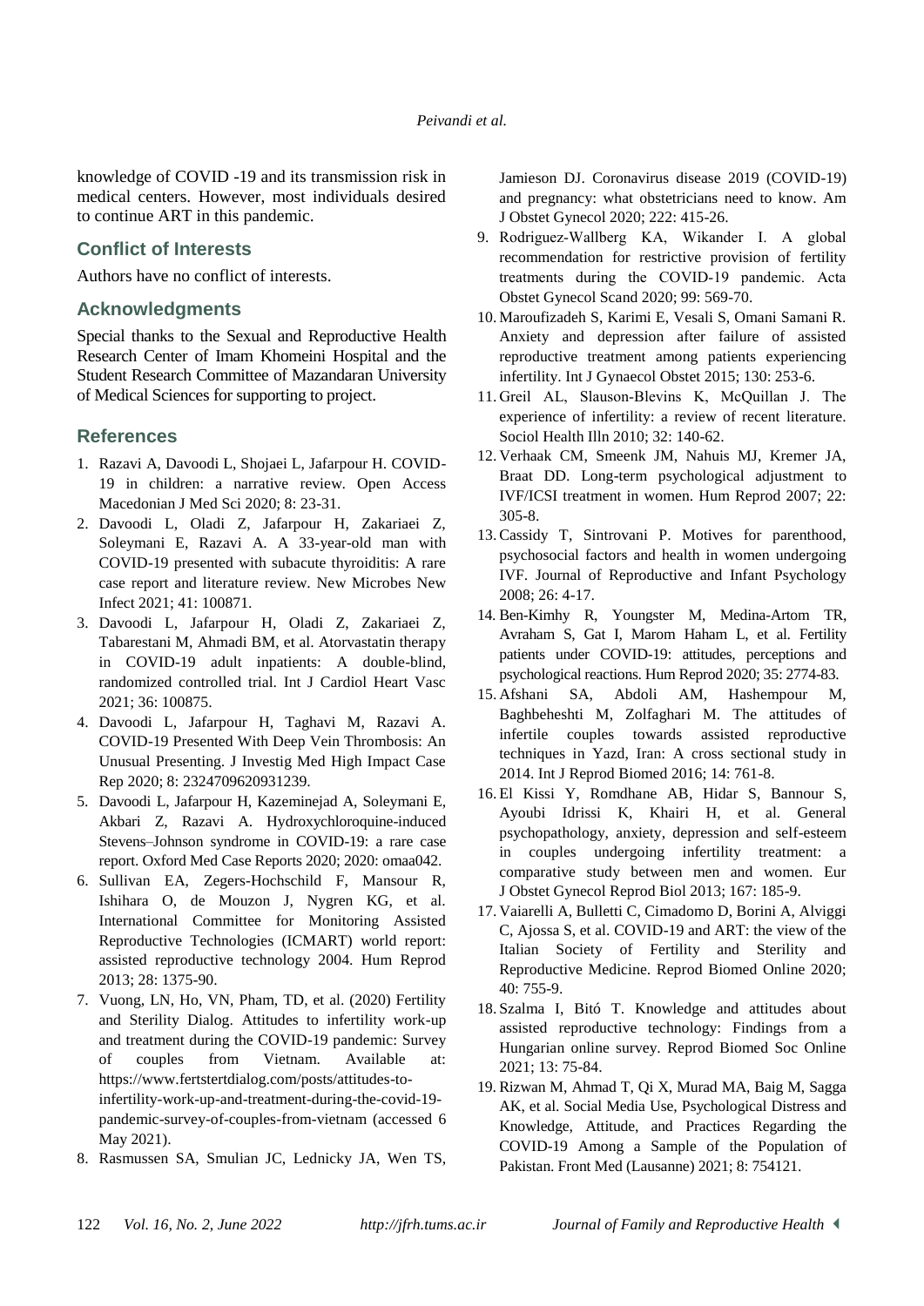knowledge of COVID -19 and its transmission risk in medical centers. However, most individuals desired to continue ART in this pandemic.

## Conflict of Interests

Authors have no conflict of interests.

## Acknowledgments

Special thanks to the Sexual and Reproductive Health Research Center of Imam Khomeini Hospital and the Student Research Committee of Mazandaran University of Medical Sciences for supporting to project.

## References

1. Razavi A, Davoodi L, Shojaei L, Jafarpour H. COVID-19 in children: a narrative review. Open Access Macedonian J Med Sci 2020; 8: 23-31.
2. Davoodi L, Oladi Z, Jafarpour H, Zakariaei Z, Soleymani E, Razavi A. A 33-year-old man with COVID-19 presented with subacute thyroiditis: A rare case report and literature review. New Microbes New Infect 2021; 41: 100871.
3. Davoodi L, Jafarpour H, Oladi Z, Zakariaei Z, Tabarestani M, Ahmadi BM, et al. Atorvastatin therapy in COVID-19 adult inpatients: A double-blind, randomized controlled trial. Int J Cardiol Heart Vasc 2021; 36: 100875.
4. Davoodi L, Jafarpour H, Taghavi M, Razavi A. COVID-19 Presented With Deep Vein Thrombosis: An Unusual Presenting. J Investig Med High Impact Case Rep 2020; 8: 2324709620931239.
5. Davoodi L, Jafarpour H, Kazeminejad A, Soleymani E, Akbari Z, Razavi A. Hydroxychloroquine-induced Stevens–Johnson syndrome in COVID-19: a rare case report. Oxford Med Case Reports 2020; 2020: omaa042.
6. Sullivan EA, Zegers-Hochschild F, Mansour R, Ishihara O, de Mouzon J, Nygren KG, et al. International Committee for Monitoring Assisted Reproductive Technologies (ICMART) world report: assisted reproductive technology 2004. Hum Reprod 2013; 28: 1375-90.
7. Vuong, LN, Ho, VN, Pham, TD, et al. (2020) Fertility and Sterility Dialog. Attitudes to infertility work-up and treatment during the COVID-19 pandemic: Survey of couples from Vietnam. Available at: https://www.fertstertdialog.com/posts/attitudes-to-infertility-work-up-and-treatment-during-the-covid-19-pandemic-survey-of-couples-from-vietnam (accessed 6 May 2021).
8. Rasmussen SA, Smulian JC, Lednicky JA, Wen TS, Jamieson DJ. Coronavirus disease 2019 (COVID-19) and pregnancy: what obstetricians need to know. Am J Obstet Gynecol 2020; 222: 415-26.
9. Rodriguez-Wallberg KA, Wikander I. A global recommendation for restrictive provision of fertility treatments during the COVID-19 pandemic. Acta Obstet Gynecol Scand 2020; 99: 569-70.
10. Maroufizadeh S, Karimi E, Vesali S, Omani Samani R. Anxiety and depression after failure of assisted reproductive treatment among patients experiencing infertility. Int J Gynaecol Obstet 2015; 130: 253-6.
11. Greil AL, Slauson-Blevins K, McQuillan J. The experience of infertility: a review of recent literature. Sociol Health Illn 2010; 32: 140-62.
12. Verhaak CM, Smeenk JM, Nahuis MJ, Kremer JA, Braat DD. Long-term psychological adjustment to IVF/ICSI treatment in women. Hum Reprod 2007; 22: 305-8.
13. Cassidy T, Sintrovani P. Motives for parenthood, psychosocial factors and health in women undergoing IVF. Journal of Reproductive and Infant Psychology 2008; 26: 4-17.
14. Ben-Kimhy R, Youngster M, Medina-Artom TR, Avraham S, Gat I, Marom Haham L, et al. Fertility patients under COVID-19: attitudes, perceptions and psychological reactions. Hum Reprod 2020; 35: 2774-83.
15. Afshani SA, Abdoli AM, Hashempour M, Baghbeheshti M, Zolfaghari M. The attitudes of infertile couples towards assisted reproductive techniques in Yazd, Iran: A cross sectional study in 2014. Int J Reprod Biomed 2016; 14: 761-8.
16. El Kissi Y, Romdhane AB, Hidar S, Bannour S, Ayoubi Idrissi K, Khairi H, et al. General psychopathology, anxiety, depression and self-esteem in couples undergoing infertility treatment: a comparative study between men and women. Eur J Obstet Gynecol Reprod Biol 2013; 167: 185-9.
17. Vaiarelli A, Bulletti C, Cimadomo D, Borini A, Alviggi C, Ajossa S, et al. COVID-19 and ART: the view of the Italian Society of Fertility and Sterility and Reproductive Medicine. Reprod Biomed Online 2020; 40: 755-9.
18. Szalma I, Bitó T. Knowledge and attitudes about assisted reproductive technology: Findings from a Hungarian online survey. Reprod Biomed Soc Online 2021; 13: 75-84.
19. Rizwan M, Ahmad T, Qi X, Murad MA, Baig M, Sagga AK, et al. Social Media Use, Psychological Distress and Knowledge, Attitude, and Practices Regarding the COVID-19 Among a Sample of the Population of Pakistan. Front Med (Lausanne) 2021; 8: 754121.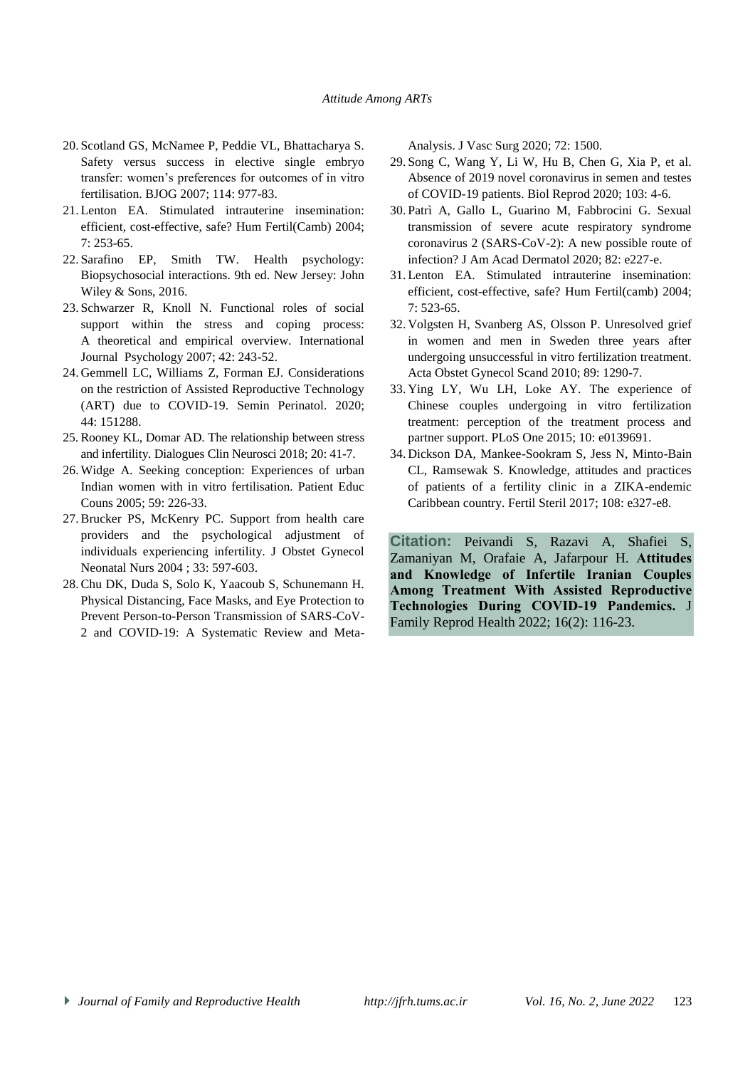20. Scotland GS, McNamee P, Peddie VL, Bhattacharya S. Safety versus success in elective single embryo transfer: women's preferences for outcomes of in vitro fertilisation. BJOG 2007; 114: 977-83.
21. Lenton EA. Stimulated intrauterine insemination: efficient, cost-effective, safe? Hum Fertil(Camb) 2004; 7: 253-65.
22. Sarafino EP, Smith TW. Health psychology: Biopsychosocial interactions. 9th ed. New Jersey: John Wiley & Sons, 2016.
23. Schwarzer R, Knoll N. Functional roles of social support within the stress and coping process: A theoretical and empirical overview. International Journal Psychology 2007; 42: 243-52.
24. Gemmell LC, Williams Z, Forman EJ. Considerations on the restriction of Assisted Reproductive Technology (ART) due to COVID-19. Semin Perinatol. 2020; 44: 151288.
25. Rooney KL, Domar AD. The relationship between stress and infertility. Dialogues Clin Neurosci 2018; 20: 41-7.
26. Widge A. Seeking conception: Experiences of urban Indian women with in vitro fertilisation. Patient Educ Couns 2005; 59: 226-33.
27. Brucker PS, McKenry PC. Support from health care providers and the psychological adjustment of individuals experiencing infertility. J Obstet Gynecol Neonatal Nurs 2004 ; 33: 597-603.
28. Chu DK, Duda S, Solo K, Yaacoub S, Schunemann H. Physical Distancing, Face Masks, and Eye Protection to Prevent Person-to-Person Transmission of SARS-CoV-2 and COVID-19: A Systematic Review and Meta-Analysis. J Vasc Surg 2020; 72: 1500.
29. Song C, Wang Y, Li W, Hu B, Chen G, Xia P, et al. Absence of 2019 novel coronavirus in semen and testes of COVID-19 patients. Biol Reprod 2020; 103: 4-6.
30. Patrì A, Gallo L, Guarino M, Fabbrocini G. Sexual transmission of severe acute respiratory syndrome coronavirus 2 (SARS-CoV-2): A new possible route of infection? J Am Acad Dermatol 2020; 82: e227-e.
31. Lenton EA. Stimulated intrauterine insemination: efficient, cost-effective, safe? Hum Fertil(camb) 2004; 7: 523-65.
32. Volgsten H, Svanberg AS, Olsson P. Unresolved grief in women and men in Sweden three years after undergoing unsuccessful in vitro fertilization treatment. Acta Obstet Gynecol Scand 2010; 89: 1290-7.
33. Ying LY, Wu LH, Loke AY. The experience of Chinese couples undergoing in vitro fertilization treatment: perception of the treatment process and partner support. PLoS One 2015; 10: e0139691.
34. Dickson DA, Mankee-Sookram S, Jess N, Minto-Bain CL, Ramsewak S. Knowledge, attitudes and practices of patients of a fertility clinic in a ZIKA-endemic Caribbean country. Fertil Steril 2017; 108: e327-e8.

**Citation:** Peivandi S, Razavi A, Shafiei S, Zamaniyan M, Orafaie A, Jafarpour H. **Attitudes and Knowledge of Infertile Iranian Couples Among Treatment With Assisted Reproductive Technologies During COVID-19 Pandemics.** J Family Reprod Health 2022; 16(2): 116-23.